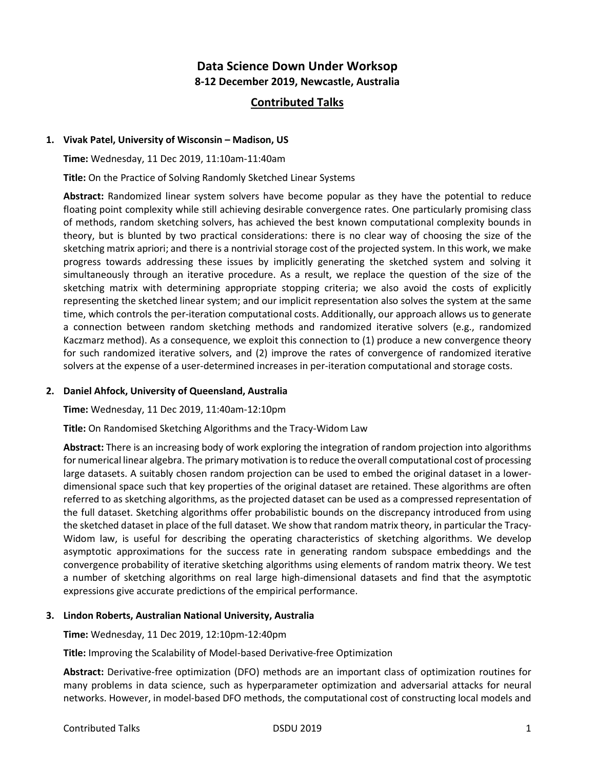# Data Science Down Under Worksop

## 8-12 December 2019, Newcastle, Australia

## Contributed Talks

### 1. Vivak Patel, University of Wisconsin – Madison, US

**Time:** Wednesday, 11 Dec 2019, 11:10am-11:40am

**Title:** On the Practice of Solving Randomly Sketched Linear Systems

**Abstract:** Randomized linear system solvers have become popular as they have the potential to reduce floating point complexity while still achieving desirable convergence rates. One particularly promising class of methods, random sketching solvers, has achieved the best known computational complexity bounds in theory, but is blunted by two practical considerations: there is no clear way of choosing the size of the sketching matrix apriori; and there is a nontrivial storage cost of the projected system. In this work, we make progress towards addressing these issues by implicitly generating the sketched system and solving it simultaneously through an iterative procedure. As a result, we replace the question of the size of the sketching matrix with determining appropriate stopping criteria; we also avoid the costs of explicitly representing the sketched linear system; and our implicit representation also solves the system at the same time, which controls the per-iteration computational costs. Additionally, our approach allows us to generate a connection between random sketching methods and randomized iterative solvers (e.g., randomized Kaczmarz method). As a consequence, we exploit this connection to (1) produce a new convergence theory for such randomized iterative solvers, and (2) improve the rates of convergence of randomized iterative solvers at the expense of a user-determined increases in per-iteration computational and storage costs.

### 2. Daniel Ahfock, University of Queensland, Australia

**Time:** Wednesday, 11 Dec 2019, 11:40am-12:10pm

**Title:** On Randomised Sketching Algorithms and the Tracy-Widom Law

**Abstract:** There is an increasing body of work exploring the integration of random projection into algorithms for numerical linear algebra. The primary motivation is to reduce the overall computational cost of processing large datasets. A suitably chosen random projection can be used to embed the original dataset in a lower-dimensional space such that key properties of the original dataset are retained. These algorithms are often referred to as sketching algorithms, as the projected dataset can be used as a compressed representation of the full dataset. Sketching algorithms offer probabilistic bounds on the discrepancy introduced from using the sketched dataset in place of the full dataset. We show that random matrix theory, in particular the Tracy-Widom law, is useful for describing the operating characteristics of sketching algorithms. We develop asymptotic approximations for the success rate in generating random subspace embeddings and the convergence probability of iterative sketching algorithms using elements of random matrix theory. We test a number of sketching algorithms on real large high-dimensional datasets and find that the asymptotic expressions give accurate predictions of the empirical performance.

### 3. Lindon Roberts, Australian National University, Australia

**Time:** Wednesday, 11 Dec 2019, 12:10pm-12:40pm

**Title:** Improving the Scalability of Model-based Derivative-free Optimization

**Abstract:** Derivative-free optimization (DFO) methods are an important class of optimization routines for many problems in data science, such as hyperparameter optimization and adversarial attacks for neural networks. However, in model-based DFO methods, the computational cost of constructing local models and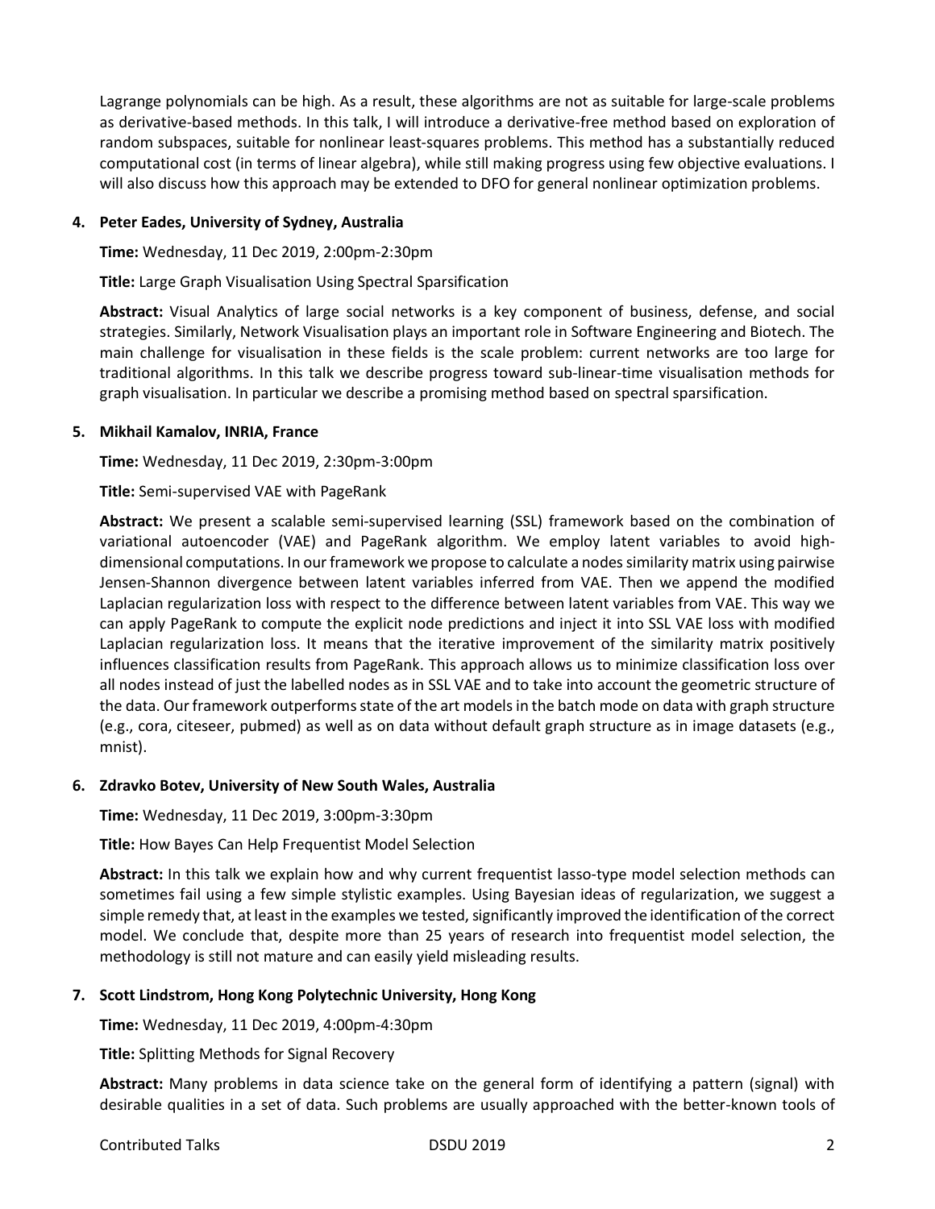Lagrange polynomials can be high. As a result, these algorithms are not as suitable for large-scale problems as derivative-based methods. In this talk, I will introduce a derivative-free method based on exploration of random subspaces, suitable for nonlinear least-squares problems. This method has a substantially reduced computational cost (in terms of linear algebra), while still making progress using few objective evaluations. I will also discuss how this approach may be extended to DFO for general nonlinear optimization problems.

4. **Peter Eades, University of Sydney, Australia**

   **Time:** Wednesday, 11 Dec 2019, 2:00pm-2:30pm

   **Title:** Large Graph Visualisation Using Spectral Sparsification

   **Abstract:** Visual Analytics of large social networks is a key component of business, defense, and social strategies. Similarly, Network Visualisation plays an important role in Software Engineering and Biotech. The main challenge for visualisation in these fields is the scale problem: current networks are too large for traditional algorithms. In this talk we describe progress toward sub-linear-time visualisation methods for graph visualisation. In particular we describe a promising method based on spectral sparsification.

5. **Mikhail Kamalov, INRIA, France**

   **Time:** Wednesday, 11 Dec 2019, 2:30pm-3:00pm

   **Title:** Semi-supervised VAE with PageRank

   **Abstract:** We present a scalable semi-supervised learning (SSL) framework based on the combination of variational autoencoder (VAE) and PageRank algorithm. We employ latent variables to avoid high-dimensional computations. In our framework we propose to calculate a nodes similarity matrix using pairwise Jensen-Shannon divergence between latent variables inferred from VAE. Then we append the modified Laplacian regularization loss with respect to the difference between latent variables from VAE. This way we can apply PageRank to compute the explicit node predictions and inject it into SSL VAE loss with modified Laplacian regularization loss. It means that the iterative improvement of the similarity matrix positively influences classification results from PageRank. This approach allows us to minimize classification loss over all nodes instead of just the labelled nodes as in SSL VAE and to take into account the geometric structure of the data. Our framework outperforms state of the art models in the batch mode on data with graph structure (e.g., cora, citeseer, pubmed) as well as on data without default graph structure as in image datasets (e.g., mnist).

6. **Zdravko Botev, University of New South Wales, Australia**

   **Time:** Wednesday, 11 Dec 2019, 3:00pm-3:30pm

   **Title:** How Bayes Can Help Frequentist Model Selection

   **Abstract:** In this talk we explain how and why current frequentist lasso-type model selection methods can sometimes fail using a few simple stylistic examples. Using Bayesian ideas of regularization, we suggest a simple remedy that, at least in the examples we tested, significantly improved the identification of the correct model. We conclude that, despite more than 25 years of research into frequentist model selection, the methodology is still not mature and can easily yield misleading results.

7. **Scott Lindstrom, Hong Kong Polytechnic University, Hong Kong**

   **Time:** Wednesday, 11 Dec 2019, 4:00pm-4:30pm

   **Title:** Splitting Methods for Signal Recovery

   **Abstract:** Many problems in data science take on the general form of identifying a pattern (signal) with desirable qualities in a set of data. Such problems are usually approached with the better-known tools of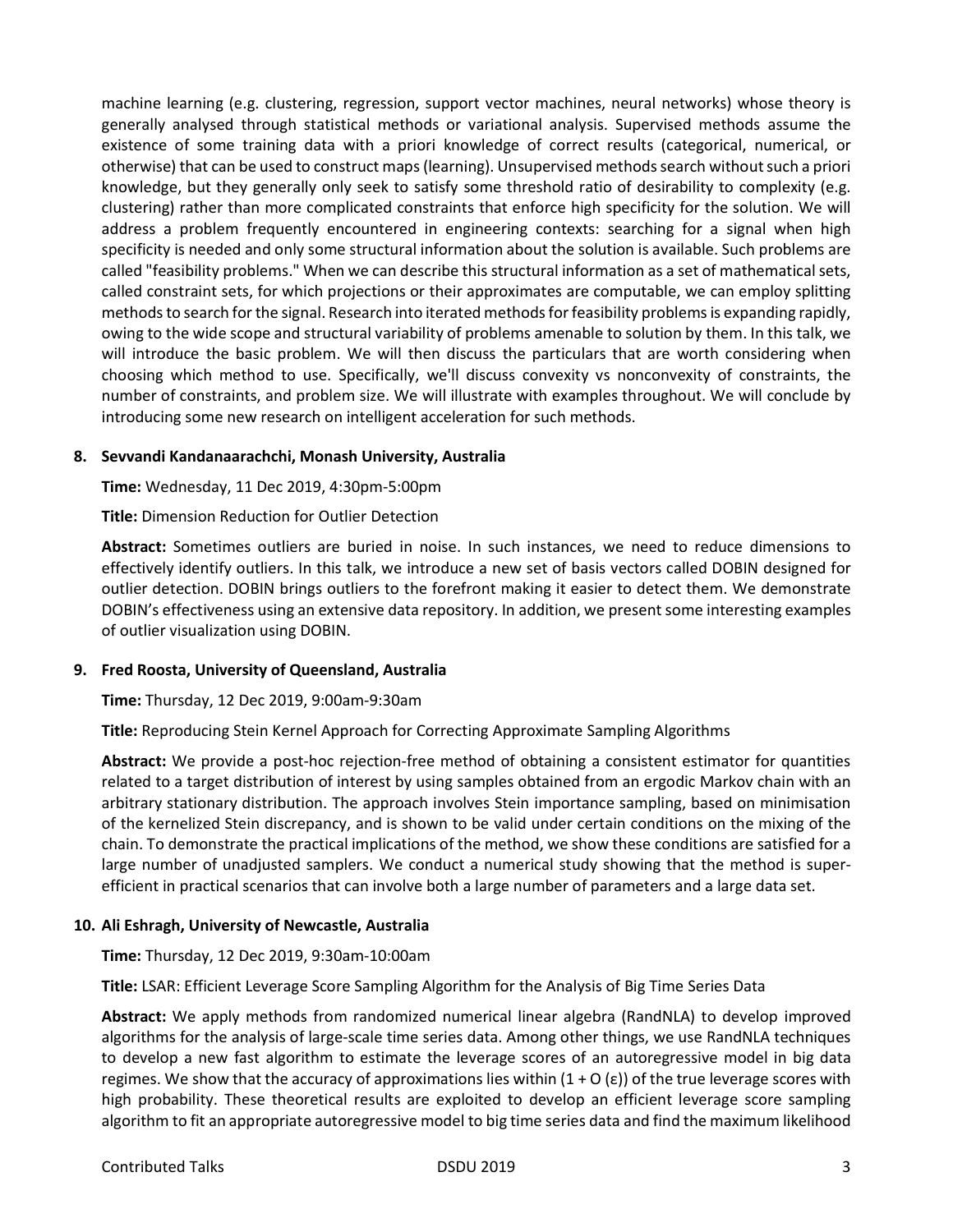machine learning (e.g. clustering, regression, support vector machines, neural networks) whose theory is generally analysed through statistical methods or variational analysis. Supervised methods assume the existence of some training data with a priori knowledge of correct results (categorical, numerical, or otherwise) that can be used to construct maps (learning). Unsupervised methods search without such a priori knowledge, but they generally only seek to satisfy some threshold ratio of desirability to complexity (e.g. clustering) rather than more complicated constraints that enforce high specificity for the solution. We will address a problem frequently encountered in engineering contexts: searching for a signal when high specificity is needed and only some structural information about the solution is available. Such problems are called "feasibility problems." When we can describe this structural information as a set of mathematical sets, called constraint sets, for which projections or their approximates are computable, we can employ splitting methods to search for the signal. Research into iterated methods for feasibility problems is expanding rapidly, owing to the wide scope and structural variability of problems amenable to solution by them. In this talk, we will introduce the basic problem. We will then discuss the particulars that are worth considering when choosing which method to use. Specifically, we'll discuss convexity vs nonconvexity of constraints, the number of constraints, and problem size. We will illustrate with examples throughout. We will conclude by introducing some new research on intelligent acceleration for such methods.

**8. Sevvandi Kandanaarachchi, Monash University, Australia**

**Time:** Wednesday, 11 Dec 2019, 4:30pm-5:00pm

**Title:** Dimension Reduction for Outlier Detection

**Abstract:** Sometimes outliers are buried in noise. In such instances, we need to reduce dimensions to effectively identify outliers. In this talk, we introduce a new set of basis vectors called DOBIN designed for outlier detection. DOBIN brings outliers to the forefront making it easier to detect them. We demonstrate DOBIN's effectiveness using an extensive data repository. In addition, we present some interesting examples of outlier visualization using DOBIN.

**9. Fred Roosta, University of Queensland, Australia**

**Time:** Thursday, 12 Dec 2019, 9:00am-9:30am

**Title:** Reproducing Stein Kernel Approach for Correcting Approximate Sampling Algorithms

**Abstract:** We provide a post-hoc rejection-free method of obtaining a consistent estimator for quantities related to a target distribution of interest by using samples obtained from an ergodic Markov chain with an arbitrary stationary distribution. The approach involves Stein importance sampling, based on minimisation of the kernelized Stein discrepancy, and is shown to be valid under certain conditions on the mixing of the chain. To demonstrate the practical implications of the method, we show these conditions are satisfied for a large number of unadjusted samplers. We conduct a numerical study showing that the method is super-efficient in practical scenarios that can involve both a large number of parameters and a large data set.

**10. Ali Eshragh, University of Newcastle, Australia**

**Time:** Thursday, 12 Dec 2019, 9:30am-10:00am

**Title:** LSAR: Efficient Leverage Score Sampling Algorithm for the Analysis of Big Time Series Data

**Abstract:** We apply methods from randomized numerical linear algebra (RandNLA) to develop improved algorithms for the analysis of large-scale time series data. Among other things, we use RandNLA techniques to develop a new fast algorithm to estimate the leverage scores of an autoregressive model in big data regimes. We show that the accuracy of approximations lies within $(1 + O(\varepsilon))$ of the true leverage scores with high probability. These theoretical results are exploited to develop an efficient leverage score sampling algorithm to fit an appropriate autoregressive model to big time series data and find the maximum likelihood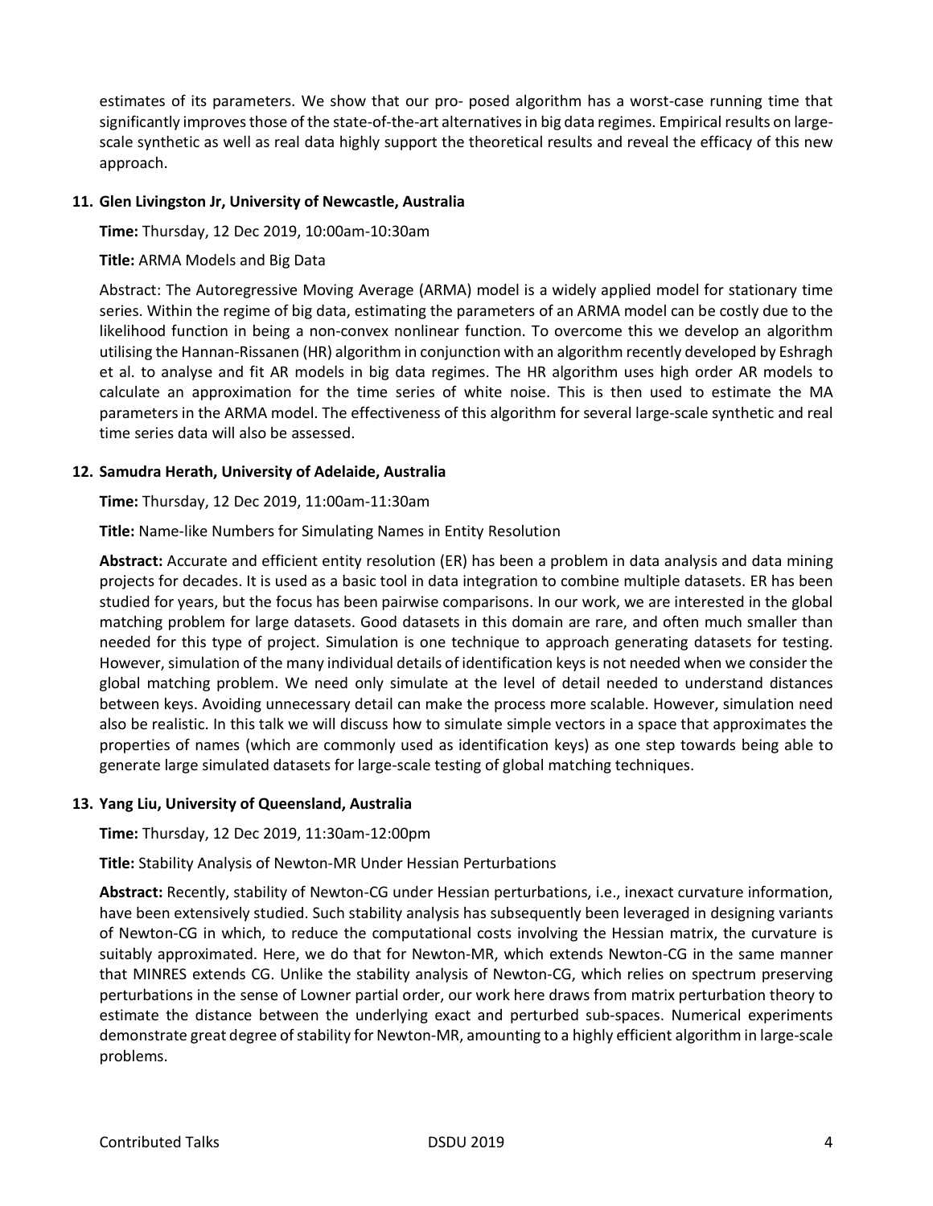estimates of its parameters. We show that our pro- posed algorithm has a worst-case running time that significantly improves those of the state-of-the-art alternatives in big data regimes. Empirical results on large-scale synthetic as well as real data highly support the theoretical results and reveal the efficacy of this new approach.

**11. Glen Livingston Jr, University of Newcastle, Australia**

**Time:** Thursday, 12 Dec 2019, 10:00am-10:30am

**Title:** ARMA Models and Big Data

Abstract: The Autoregressive Moving Average (ARMA) model is a widely applied model for stationary time series. Within the regime of big data, estimating the parameters of an ARMA model can be costly due to the likelihood function in being a non-convex nonlinear function. To overcome this we develop an algorithm utilising the Hannan-Rissanen (HR) algorithm in conjunction with an algorithm recently developed by Eshragh et al. to analyse and fit AR models in big data regimes. The HR algorithm uses high order AR models to calculate an approximation for the time series of white noise. This is then used to estimate the MA parameters in the ARMA model. The effectiveness of this algorithm for several large-scale synthetic and real time series data will also be assessed.

**12. Samudra Herath, University of Adelaide, Australia**

**Time:** Thursday, 12 Dec 2019, 11:00am-11:30am

**Title:** Name-like Numbers for Simulating Names in Entity Resolution

**Abstract:** Accurate and efficient entity resolution (ER) has been a problem in data analysis and data mining projects for decades. It is used as a basic tool in data integration to combine multiple datasets. ER has been studied for years, but the focus has been pairwise comparisons. In our work, we are interested in the global matching problem for large datasets. Good datasets in this domain are rare, and often much smaller than needed for this type of project. Simulation is one technique to approach generating datasets for testing. However, simulation of the many individual details of identification keys is not needed when we consider the global matching problem. We need only simulate at the level of detail needed to understand distances between keys. Avoiding unnecessary detail can make the process more scalable. However, simulation need also be realistic. In this talk we will discuss how to simulate simple vectors in a space that approximates the properties of names (which are commonly used as identification keys) as one step towards being able to generate large simulated datasets for large-scale testing of global matching techniques.

**13. Yang Liu, University of Queensland, Australia**

**Time:** Thursday, 12 Dec 2019, 11:30am-12:00pm

**Title:** Stability Analysis of Newton-MR Under Hessian Perturbations

**Abstract:** Recently, stability of Newton-CG under Hessian perturbations, i.e., inexact curvature information, have been extensively studied. Such stability analysis has subsequently been leveraged in designing variants of Newton-CG in which, to reduce the computational costs involving the Hessian matrix, the curvature is suitably approximated. Here, we do that for Newton-MR, which extends Newton-CG in the same manner that MINRES extends CG. Unlike the stability analysis of Newton-CG, which relies on spectrum preserving perturbations in the sense of Lowner partial order, our work here draws from matrix perturbation theory to estimate the distance between the underlying exact and perturbed sub-spaces. Numerical experiments demonstrate great degree of stability for Newton-MR, amounting to a highly efficient algorithm in large-scale problems.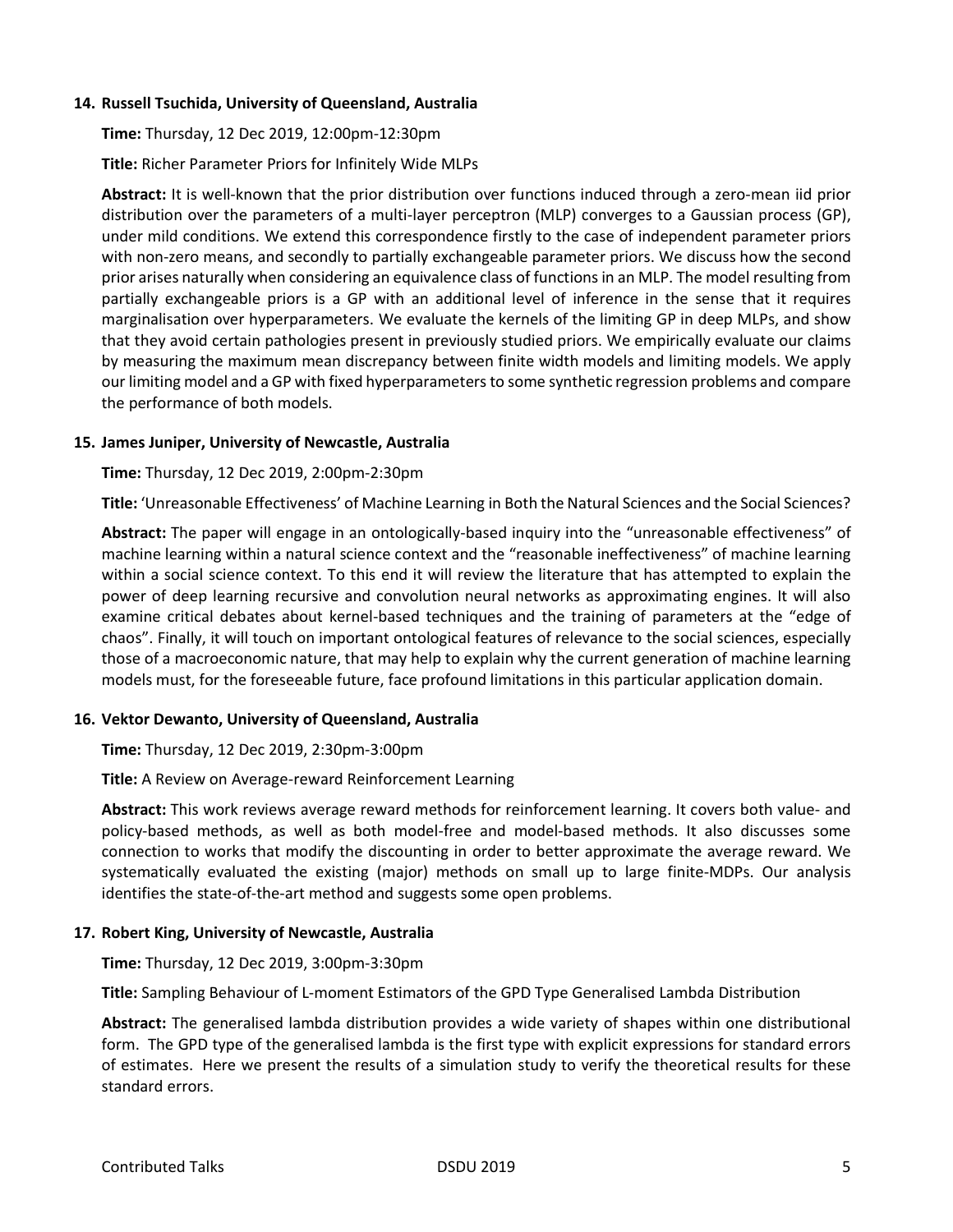**14. Russell Tsuchida, University of Queensland, Australia**

**Time:** Thursday, 12 Dec 2019, 12:00pm-12:30pm

**Title:** Richer Parameter Priors for Infinitely Wide MLPs

**Abstract:** It is well-known that the prior distribution over functions induced through a zero-mean iid prior distribution over the parameters of a multi-layer perceptron (MLP) converges to a Gaussian process (GP), under mild conditions. We extend this correspondence firstly to the case of independent parameter priors with non-zero means, and secondly to partially exchangeable parameter priors. We discuss how the second prior arises naturally when considering an equivalence class of functions in an MLP. The model resulting from partially exchangeable priors is a GP with an additional level of inference in the sense that it requires marginalisation over hyperparameters. We evaluate the kernels of the limiting GP in deep MLPs, and show that they avoid certain pathologies present in previously studied priors. We empirically evaluate our claims by measuring the maximum mean discrepancy between finite width models and limiting models. We apply our limiting model and a GP with fixed hyperparameters to some synthetic regression problems and compare the performance of both models.

**15. James Juniper, University of Newcastle, Australia**

**Time:** Thursday, 12 Dec 2019, 2:00pm-2:30pm

**Title:** 'Unreasonable Effectiveness' of Machine Learning in Both the Natural Sciences and the Social Sciences?

**Abstract:** The paper will engage in an ontologically-based inquiry into the "unreasonable effectiveness" of machine learning within a natural science context and the "reasonable ineffectiveness" of machine learning within a social science context. To this end it will review the literature that has attempted to explain the power of deep learning recursive and convolution neural networks as approximating engines. It will also examine critical debates about kernel-based techniques and the training of parameters at the "edge of chaos". Finally, it will touch on important ontological features of relevance to the social sciences, especially those of a macroeconomic nature, that may help to explain why the current generation of machine learning models must, for the foreseeable future, face profound limitations in this particular application domain.

**16. Vektor Dewanto, University of Queensland, Australia**

**Time:** Thursday, 12 Dec 2019, 2:30pm-3:00pm

**Title:** A Review on Average-reward Reinforcement Learning

**Abstract:** This work reviews average reward methods for reinforcement learning. It covers both value- and policy-based methods, as well as both model-free and model-based methods. It also discusses some connection to works that modify the discounting in order to better approximate the average reward. We systematically evaluated the existing (major) methods on small up to large finite-MDPs. Our analysis identifies the state-of-the-art method and suggests some open problems.

**17. Robert King, University of Newcastle, Australia**

**Time:** Thursday, 12 Dec 2019, 3:00pm-3:30pm

**Title:** Sampling Behaviour of L-moment Estimators of the GPD Type Generalised Lambda Distribution

**Abstract:** The generalised lambda distribution provides a wide variety of shapes within one distributional form. The GPD type of the generalised lambda is the first type with explicit expressions for standard errors of estimates. Here we present the results of a simulation study to verify the theoretical results for these standard errors.